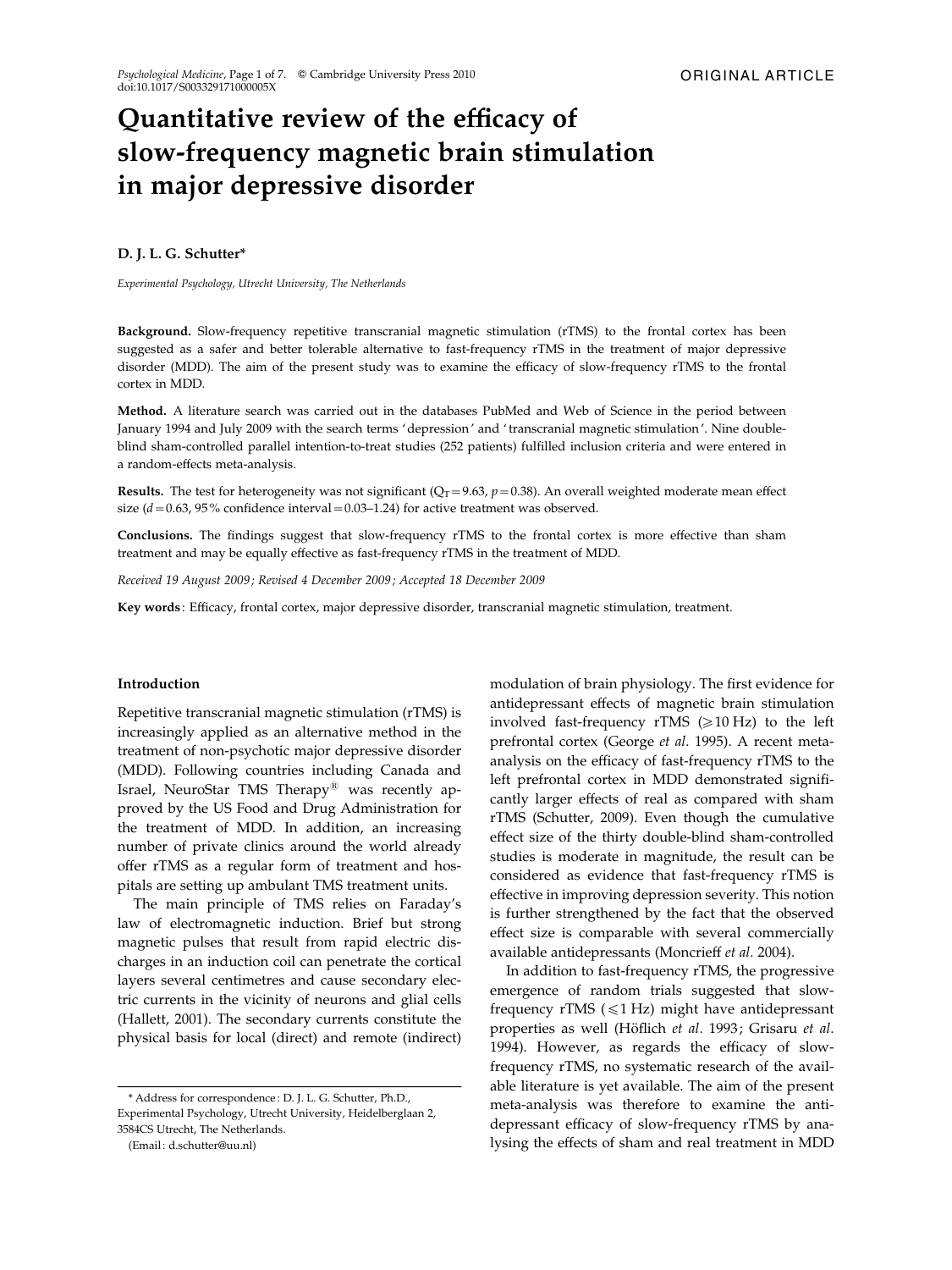ORIGINAL ARTICLE

# Quantitative review of the efficacy of slow-frequency magnetic brain stimulation in major depressive disorder

**D. J. L. G. Schutter***

*Experimental Psychology, Utrecht University, The Netherlands*

**Background.** Slow-frequency repetitive transcranial magnetic stimulation (rTMS) to the frontal cortex has been suggested as a safer and better tolerable alternative to fast-frequency rTMS in the treatment of major depressive disorder (MDD). The aim of the present study was to examine the efficacy of slow-frequency rTMS to the frontal cortex in MDD.

**Method.** A literature search was carried out in the databases PubMed and Web of Science in the period between January 1994 and July 2009 with the search terms 'depression' and 'transcranial magnetic stimulation'. Nine double-blind sham-controlled parallel intention-to-treat studies (252 patients) fulfilled inclusion criteria and were entered in a random-effects meta-analysis.

**Results.** The test for heterogeneity was not significant ($Q_T = 9.63$, $p = 0.38$). An overall weighted moderate mean effect size ($d = 0.63$, 95% confidence interval = 0.03–1.24) for active treatment was observed.

**Conclusions.** The findings suggest that slow-frequency rTMS to the frontal cortex is more effective than sham treatment and may be equally effective as fast-frequency rTMS in the treatment of MDD.

*Received 19 August 2009; Revised 4 December 2009; Accepted 18 December 2009*

**Key words**: Efficacy, frontal cortex, major depressive disorder, transcranial magnetic stimulation, treatment.

## Introduction

Repetitive transcranial magnetic stimulation (rTMS) is increasingly applied as an alternative method in the treatment of non-psychotic major depressive disorder (MDD). Following countries including Canada and Israel, NeuroStar TMS Therapy® was recently approved by the US Food and Drug Administration for the treatment of MDD. In addition, an increasing number of private clinics around the world already offer rTMS as a regular form of treatment and hospitals are setting up ambulant TMS treatment units.

The main principle of TMS relies on Faraday's law of electromagnetic induction. Brief but strong magnetic pulses that result from rapid electric discharges in an induction coil can penetrate the cortical layers several centimetres and cause secondary electric currents in the vicinity of neurons and glial cells (Hallett, 2001). The secondary currents constitute the physical basis for local (direct) and remote (indirect) modulation of brain physiology. The first evidence for antidepressant effects of magnetic brain stimulation involved fast-frequency rTMS ($\geqslant$10 Hz) to the left prefrontal cortex (George *et al*. 1995). A recent meta-analysis on the efficacy of fast-frequency rTMS to the left prefrontal cortex in MDD demonstrated significantly larger effects of real as compared with sham rTMS (Schutter, 2009). Even though the cumulative effect size of the thirty double-blind sham-controlled studies is moderate in magnitude, the result can be considered as evidence that fast-frequency rTMS is effective in improving depression severity. This notion is further strengthened by the fact that the observed effect size is comparable with several commercially available antidepressants (Moncrieff *et al*. 2004).

In addition to fast-frequency rTMS, the progressive emergence of random trials suggested that slow-frequency rTMS ($\leqslant$1 Hz) might have antidepressant properties as well (Höflich *et al*. 1993; Grisaru *et al*. 1994). However, as regards the efficacy of slow-frequency rTMS, no systematic research of the available literature is yet available. The aim of the present meta-analysis was therefore to examine the antidepressant efficacy of slow-frequency rTMS by analysing the effects of sham and real treatment in MDD

* Address for correspondence: D. J. L. G. Schutter, Ph.D., Experimental Psychology, Utrecht University, Heidelberglaan 2, 3584CS Utrecht, The Netherlands.
(Email: d.schutter@uu.nl)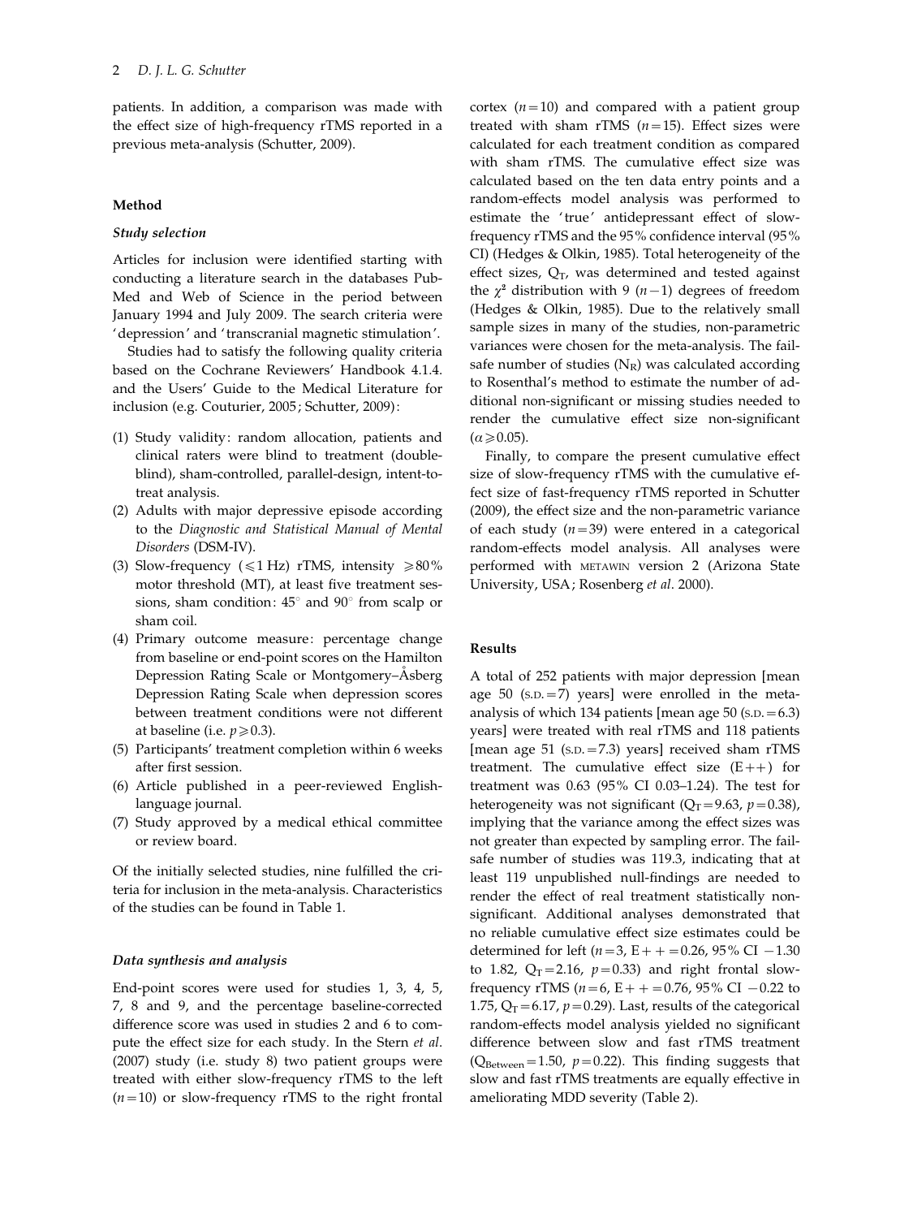patients. In addition, a comparison was made with the effect size of high-frequency rTMS reported in a previous meta-analysis (Schutter, 2009).

## Method

### *Study selection*

Articles for inclusion were identified starting with conducting a literature search in the databases PubMed and Web of Science in the period between January 1994 and July 2009. The search criteria were 'depression' and 'transcranial magnetic stimulation'.

Studies had to satisfy the following quality criteria based on the Cochrane Reviewers' Handbook 4.1.4. and the Users' Guide to the Medical Literature for inclusion (e.g. Couturier, 2005; Schutter, 2009):

1. Study validity: random allocation, patients and clinical raters were blind to treatment (double-blind), sham-controlled, parallel-design, intent-to-treat analysis.
2. Adults with major depressive episode according to the *Diagnostic and Statistical Manual of Mental Disorders* (DSM-IV).
3. Slow-frequency ($\leqslant$1 Hz) rTMS, intensity $\geqslant$80% motor threshold (MT), at least five treatment sessions, sham condition: 45° and 90° from scalp or sham coil.
4. Primary outcome measure: percentage change from baseline or end-point scores on the Hamilton Depression Rating Scale or Montgomery–Åsberg Depression Rating Scale when depression scores between treatment conditions were not different at baseline (i.e. $p \geqslant 0.3$).
5. Participants' treatment completion within 6 weeks after first session.
6. Article published in a peer-reviewed English-language journal.
7. Study approved by a medical ethical committee or review board.

Of the initially selected studies, nine fulfilled the criteria for inclusion in the meta-analysis. Characteristics of the studies can be found in Table 1.

### *Data synthesis and analysis*

End-point scores were used for studies 1, 3, 4, 5, 7, 8 and 9, and the percentage baseline-corrected difference score was used in studies 2 and 6 to compute the effect size for each study. In the Stern *et al.* (2007) study (i.e. study 8) two patient groups were treated with either slow-frequency rTMS to the left ($n=10$) or slow-frequency rTMS to the right frontal cortex ($n=10$) and compared with a patient group treated with sham rTMS ($n=15$). Effect sizes were calculated for each treatment condition as compared with sham rTMS. The cumulative effect size was calculated based on the ten data entry points and a random-effects model analysis was performed to estimate the 'true' antidepressant effect of slow-frequency rTMS and the 95% confidence interval (95% CI) (Hedges & Olkin, 1985). Total heterogeneity of the effect sizes, $Q_T$, was determined and tested against the $\chi^2$ distribution with 9 ($n-1$) degrees of freedom (Hedges & Olkin, 1985). Due to the relatively small sample sizes in many of the studies, non-parametric variances were chosen for the meta-analysis. The fail-safe number of studies ($N_R$) was calculated according to Rosenthal's method to estimate the number of additional non-significant or missing studies needed to render the cumulative effect size non-significant ($\alpha \geqslant 0.05$).

Finally, to compare the present cumulative effect size of slow-frequency rTMS with the cumulative effect size of fast-frequency rTMS reported in Schutter (2009), the effect size and the non-parametric variance of each study ($n=39$) were entered in a categorical random-effects model analysis. All analyses were performed with METAWIN version 2 (Arizona State University, USA; Rosenberg *et al.* 2000).

## Results

A total of 252 patients with major depression [mean age 50 (S.D.$=$7) years] were enrolled in the meta-analysis of which 134 patients [mean age 50 (S.D.$=$6.3) years] were treated with real rTMS and 118 patients [mean age 51 (S.D.$=$7.3) years] received sham rTMS treatment. The cumulative effect size (E++) for treatment was 0.63 (95% CI 0.03–1.24). The test for heterogeneity was not significant ($Q_T=9.63$, $p=0.38$), implying that the variance among the effect sizes was not greater than expected by sampling error. The fail-safe number of studies was 119.3, indicating that at least 119 unpublished null-findings are needed to render the effect of real treatment statistically non-significant. Additional analyses demonstrated that no reliable cumulative effect size estimates could be determined for left ($n=3$, E++$=$0.26, 95% CI $-$1.30 to 1.82, $Q_T=2.16$, $p=0.33$) and right frontal slow-frequency rTMS ($n=6$, E++$=$0.76, 95% CI $-$0.22 to 1.75, $Q_T=6.17$, $p=0.29$). Last, results of the categorical random-effects model analysis yielded no significant difference between slow and fast rTMS treatment ($Q_{Between}=1.50$, $p=0.22$). This finding suggests that slow and fast rTMS treatments are equally effective in ameliorating MDD severity (Table 2).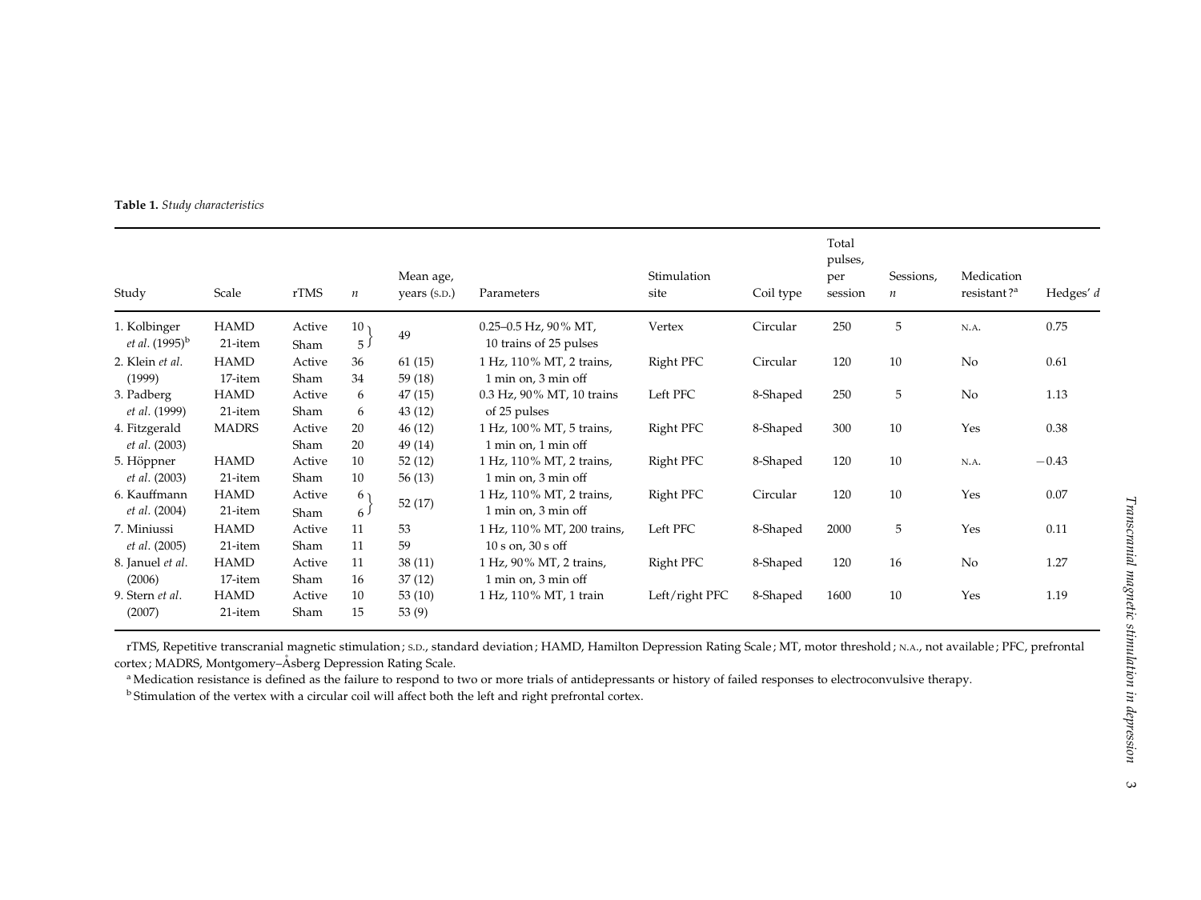**Table 1.** *Study characteristics*

| Study | Scale | rTMS | $n$ | Mean age, years (S.D.) | Parameters | Stimulation site | Coil type | Total pulses, per session | Sessions, $n$ | Medication resistant?[a] | Hedges' $d$ |
|---|---|---|---|---|---|---|---|---|---|---|---|
| 1. Kolbinger *et al*. (1995)[b] | HAMD 21-item | Active<br>Sham | 10<br>5 | 49 | 0.25–0.5 Hz, 90% MT, 10 trains of 25 pulses | Vertex | Circular | 250 | 5 | N.A. | 0.75 |
| 2. Klein *et al*. (1999) | HAMD 17-item | Active<br>Sham | 36<br>34 | 61 (15)<br>59 (18) | 1 Hz, 110% MT, 2 trains, 1 min on, 3 min off | Right PFC | Circular | 120 | 10 | No | 0.61 |
| 3. Padberg *et al*. (1999) | HAMD 21-item | Active<br>Sham | 6<br>6 | 47 (15)<br>43 (12) | 0.3 Hz, 90% MT, 10 trains of 25 pulses | Left PFC | 8-Shaped | 250 | 5 | No | 1.13 |
| 4. Fitzgerald *et al*. (2003) | MADRS | Active<br>Sham | 20<br>20 | 46 (12)<br>49 (14) | 1 Hz, 100% MT, 5 trains, 1 min on, 1 min off | Right PFC | 8-Shaped | 300 | 10 | Yes | 0.38 |
| 5. Höppner *et al*. (2003) | HAMD 21-item | Active<br>Sham | 10<br>10 | 52 (12)<br>56 (13) | 1 Hz, 110% MT, 2 trains, 1 min on, 3 min off | Right PFC | 8-Shaped | 120 | 10 | N.A. | −0.43 |
| 6. Kauffmann *et al*. (2004) | HAMD 21-item | Active<br>Sham | 6<br>6 | 52 (17) | 1 Hz, 110% MT, 2 trains, 1 min on, 3 min off | Right PFC | Circular | 120 | 10 | Yes | 0.07 |
| 7. Miniussi *et al*. (2005) | HAMD 21-item | Active<br>Sham | 11<br>11 | 53<br>59 | 1 Hz, 110% MT, 200 trains, 10 s on, 30 s off | Left PFC | 8-Shaped | 2000 | 5 | Yes | 0.11 |
| 8. Januel *et al*. (2006) | HAMD 17-item | Active<br>Sham | 11<br>16 | 38 (11)<br>37 (12) | 1 Hz, 90% MT, 2 trains, 1 min on, 3 min off | Right PFC | 8-Shaped | 120 | 16 | No | 1.27 |
| 9. Stern *et al*. (2007) | HAMD 21-item | Active<br>Sham | 10<br>15 | 53 (10)<br>53 (9) | 1 Hz, 110% MT, 1 train | Left/right PFC | 8-Shaped | 1600 | 10 | Yes | 1.19 |

rTMS, Repetitive transcranial magnetic stimulation; S.D., standard deviation; HAMD, Hamilton Depression Rating Scale; MT, motor threshold; N.A., not available; PFC, prefrontal cortex; MADRS, Montgomery–Åsberg Depression Rating Scale.

[a] Medication resistance is defined as the failure to respond to two or more trials of antidepressants or history of failed responses to electroconvulsive therapy.

[b] Stimulation of the vertex with a circular coil will affect both the left and right prefrontal cortex.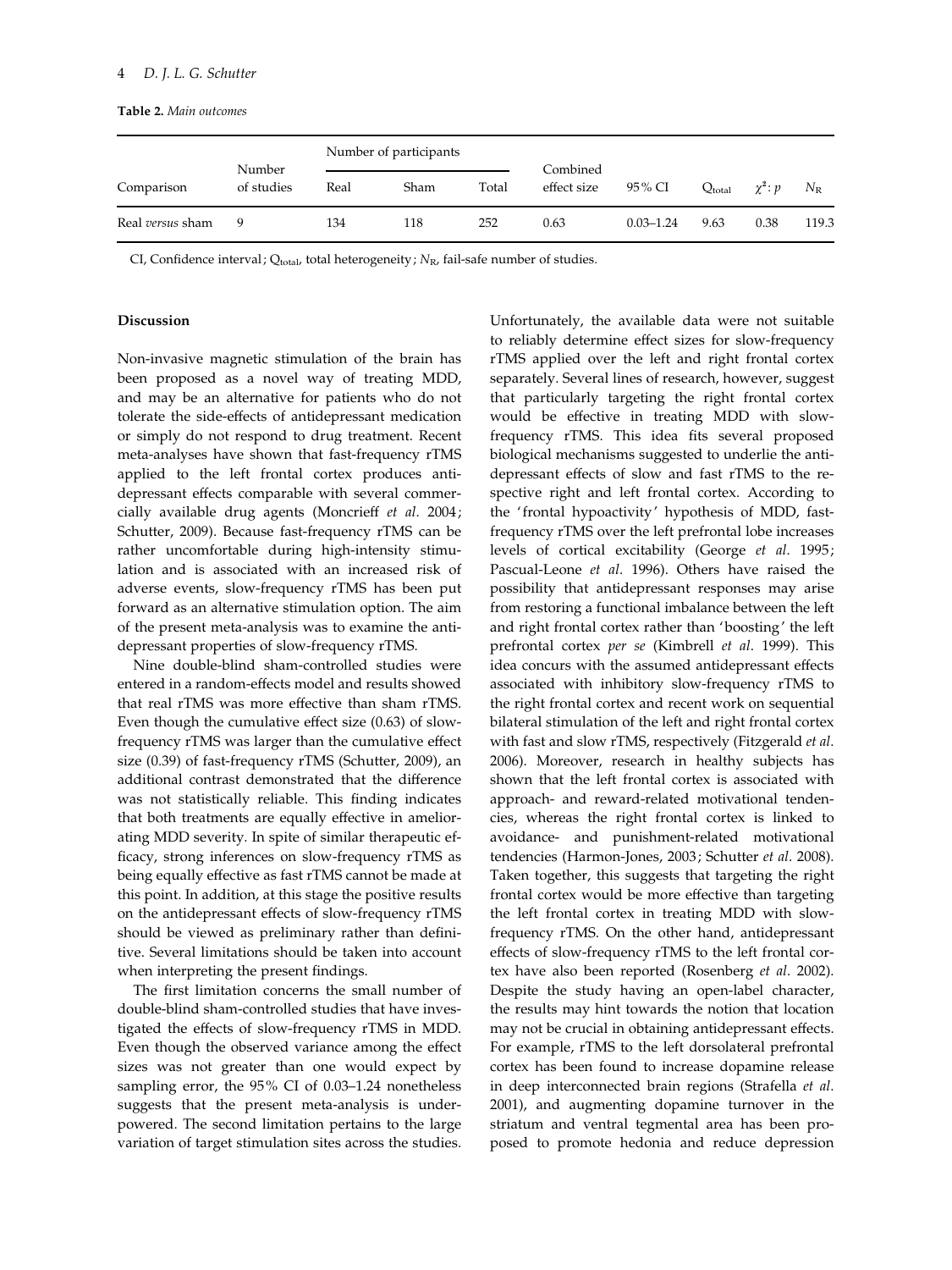**Table 2.** *Main outcomes*

| Comparison | Number of studies | Number of participants | | | Combined effect size | 95% CI | $Q_{total}$ | $\chi^2: p$ | $N_R$ |
|---|---|---|---|---|---|---|---|---|---|
| | | Real | Sham | Total | | | | | |
| Real *versus* sham | 9 | 134 | 118 | 252 | 0.63 | 0.03–1.24 | 9.63 | 0.38 | 119.3 |

CI, Confidence interval; $Q_{total}$, total heterogeneity; $N_R$, fail-safe number of studies.

## Discussion

Non-invasive magnetic stimulation of the brain has been proposed as a novel way of treating MDD, and may be an alternative for patients who do not tolerate the side-effects of antidepressant medication or simply do not respond to drug treatment. Recent meta-analyses have shown that fast-frequency rTMS applied to the left frontal cortex produces antidepressant effects comparable with several commercially available drug agents (Moncrieff *et al.* 2004; Schutter, 2009). Because fast-frequency rTMS can be rather uncomfortable during high-intensity stimulation and is associated with an increased risk of adverse events, slow-frequency rTMS has been put forward as an alternative stimulation option. The aim of the present meta-analysis was to examine the antidepressant properties of slow-frequency rTMS.

Nine double-blind sham-controlled studies were entered in a random-effects model and results showed that real rTMS was more effective than sham rTMS. Even though the cumulative effect size (0.63) of slow-frequency rTMS was larger than the cumulative effect size (0.39) of fast-frequency rTMS (Schutter, 2009), an additional contrast demonstrated that the difference was not statistically reliable. This finding indicates that both treatments are equally effective in ameliorating MDD severity. In spite of similar therapeutic efficacy, strong inferences on slow-frequency rTMS as being equally effective as fast rTMS cannot be made at this point. In addition, at this stage the positive results on the antidepressant effects of slow-frequency rTMS should be viewed as preliminary rather than definitive. Several limitations should be taken into account when interpreting the present findings.

The first limitation concerns the small number of double-blind sham-controlled studies that have investigated the effects of slow-frequency rTMS in MDD. Even though the observed variance among the effect sizes was not greater than one would expect by sampling error, the 95% CI of 0.03–1.24 nonetheless suggests that the present meta-analysis is underpowered. The second limitation pertains to the large variation of target stimulation sites across the studies. Unfortunately, the available data were not suitable to reliably determine effect sizes for slow-frequency rTMS applied over the left and right frontal cortex separately. Several lines of research, however, suggest that particularly targeting the right frontal cortex would be effective in treating MDD with slow-frequency rTMS. This idea fits several proposed biological mechanisms suggested to underlie the antidepressant effects of slow and fast rTMS to the respective right and left frontal cortex. According to the 'frontal hypoactivity' hypothesis of MDD, fast-frequency rTMS over the left prefrontal lobe increases levels of cortical excitability (George *et al.* 1995; Pascual-Leone *et al.* 1996). Others have raised the possibility that antidepressant responses may arise from restoring a functional imbalance between the left and right frontal cortex rather than 'boosting' the left prefrontal cortex *per se* (Kimbrell *et al.* 1999). This idea concurs with the assumed antidepressant effects associated with inhibitory slow-frequency rTMS to the right frontal cortex and recent work on sequential bilateral stimulation of the left and right frontal cortex with fast and slow rTMS, respectively (Fitzgerald *et al.* 2006). Moreover, research in healthy subjects has shown that the left frontal cortex is associated with approach- and reward-related motivational tendencies, whereas the right frontal cortex is linked to avoidance- and punishment-related motivational tendencies (Harmon-Jones, 2003; Schutter *et al.* 2008). Taken together, this suggests that targeting the right frontal cortex would be more effective than targeting the left frontal cortex in treating MDD with slow-frequency rTMS. On the other hand, antidepressant effects of slow-frequency rTMS to the left frontal cortex have also been reported (Rosenberg *et al.* 2002). Despite the study having an open-label character, the results may hint towards the notion that location may not be crucial in obtaining antidepressant effects. For example, rTMS to the left dorsolateral prefrontal cortex has been found to increase dopamine release in deep interconnected brain regions (Strafella *et al.* 2001), and augmenting dopamine turnover in the striatum and ventral tegmental area has been proposed to promote hedonia and reduce depression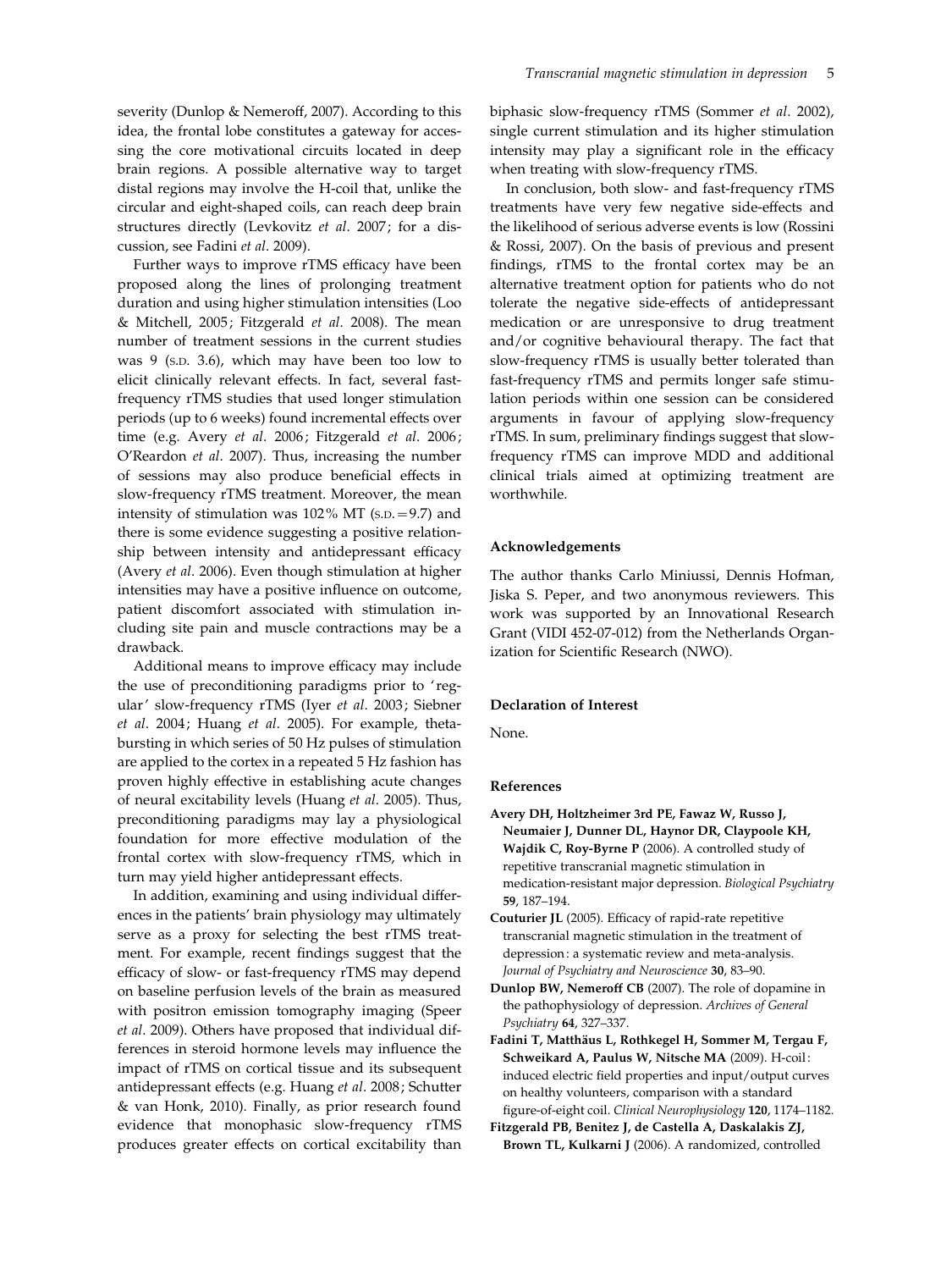severity (Dunlop & Nemeroff, 2007). According to this idea, the frontal lobe constitutes a gateway for accessing the core motivational circuits located in deep brain regions. A possible alternative way to target distal regions may involve the H-coil that, unlike the circular and eight-shaped coils, can reach deep brain structures directly (Levkovitz *et al*. 2007; for a discussion, see Fadini *et al*. 2009).

Further ways to improve rTMS efficacy have been proposed along the lines of prolonging treatment duration and using higher stimulation intensities (Loo & Mitchell, 2005; Fitzgerald *et al*. 2008). The mean number of treatment sessions in the current studies was 9 (S.D. 3.6), which may have been too low to elicit clinically relevant effects. In fact, several fast-frequency rTMS studies that used longer stimulation periods (up to 6 weeks) found incremental effects over time (e.g. Avery *et al*. 2006; Fitzgerald *et al*. 2006; O'Reardon *et al*. 2007). Thus, increasing the number of sessions may also produce beneficial effects in slow-frequency rTMS treatment. Moreover, the mean intensity of stimulation was 102% MT (S.D. = 9.7) and there is some evidence suggesting a positive relationship between intensity and antidepressant efficacy (Avery *et al*. 2006). Even though stimulation at higher intensities may have a positive influence on outcome, patient discomfort associated with stimulation including site pain and muscle contractions may be a drawback.

Additional means to improve efficacy may include the use of preconditioning paradigms prior to 'regular' slow-frequency rTMS (Iyer *et al*. 2003; Siebner *et al*. 2004; Huang *et al*. 2005). For example, theta-bursting in which series of 50 Hz pulses of stimulation are applied to the cortex in a repeated 5 Hz fashion has proven highly effective in establishing acute changes of neural excitability levels (Huang *et al*. 2005). Thus, preconditioning paradigms may lay a physiological foundation for more effective modulation of the frontal cortex with slow-frequency rTMS, which in turn may yield higher antidepressant effects.

In addition, examining and using individual differences in the patients' brain physiology may ultimately serve as a proxy for selecting the best rTMS treatment. For example, recent findings suggest that the efficacy of slow- or fast-frequency rTMS may depend on baseline perfusion levels of the brain as measured with positron emission tomography imaging (Speer *et al*. 2009). Others have proposed that individual differences in steroid hormone levels may influence the impact of rTMS on cortical tissue and its subsequent antidepressant effects (e.g. Huang *et al*. 2008; Schutter & van Honk, 2010). Finally, as prior research found evidence that monophasic slow-frequency rTMS produces greater effects on cortical excitability than biphasic slow-frequency rTMS (Sommer *et al*. 2002), single current stimulation and its higher stimulation intensity may play a significant role in the efficacy when treating with slow-frequency rTMS.

In conclusion, both slow- and fast-frequency rTMS treatments have very few negative side-effects and the likelihood of serious adverse events is low (Rossini & Rossi, 2007). On the basis of previous and present findings, rTMS to the frontal cortex may be an alternative treatment option for patients who do not tolerate the negative side-effects of antidepressant medication or are unresponsive to drug treatment and/or cognitive behavioural therapy. The fact that slow-frequency rTMS is usually better tolerated than fast-frequency rTMS and permits longer safe stimulation periods within one session can be considered arguments in favour of applying slow-frequency rTMS. In sum, preliminary findings suggest that slow-frequency rTMS can improve MDD and additional clinical trials aimed at optimizing treatment are worthwhile.

## Acknowledgements

The author thanks Carlo Miniussi, Dennis Hofman, Jiska S. Peper, and two anonymous reviewers. This work was supported by an Innovational Research Grant (VIDI 452-07-012) from the Netherlands Organization for Scientific Research (NWO).

## Declaration of Interest

None.

## References

**Avery DH, Holtzheimer 3rd PE, Fawaz W, Russo J, Neumaier J, Dunner DL, Haynor DR, Claypoole KH, Wajdik C, Roy-Byrne P** (2006). A controlled study of repetitive transcranial magnetic stimulation in medication-resistant major depression. *Biological Psychiatry* **59**, 187–194.

**Couturier JL** (2005). Efficacy of rapid-rate repetitive transcranial magnetic stimulation in the treatment of depression: a systematic review and meta-analysis. *Journal of Psychiatry and Neuroscience* **30**, 83–90.

**Dunlop BW, Nemeroff CB** (2007). The role of dopamine in the pathophysiology of depression. *Archives of General Psychiatry* **64**, 327–337.

**Fadini T, Matthäus L, Rothkegel H, Sommer M, Tergau F, Schweikard A, Paulus W, Nitsche MA** (2009). H-coil: induced electric field properties and input/output curves on healthy volunteers, comparison with a standard figure-of-eight coil. *Clinical Neurophysiology* **120**, 1174–1182.

**Fitzgerald PB, Benitez J, de Castella A, Daskalakis ZJ, Brown TL, Kulkarni J** (2006). A randomized, controlled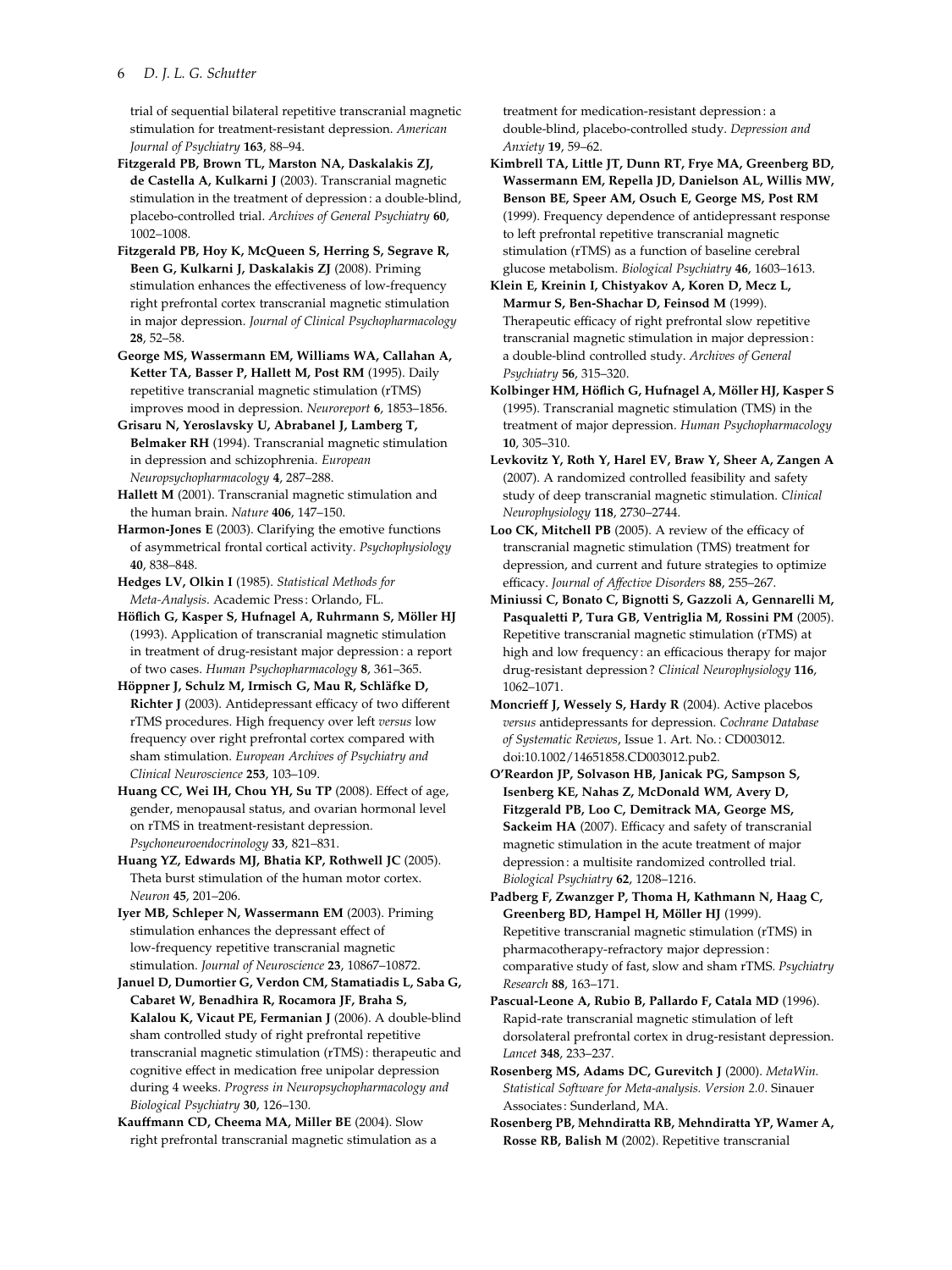trial of sequential bilateral repetitive transcranial magnetic stimulation for treatment-resistant depression. *American Journal of Psychiatry* **163**, 88–94.

**Fitzgerald PB, Brown TL, Marston NA, Daskalakis ZJ, de Castella A, Kulkarni J** (2003). Transcranial magnetic stimulation in the treatment of depression: a double-blind, placebo-controlled trial. *Archives of General Psychiatry* **60**, 1002–1008.

**Fitzgerald PB, Hoy K, McQueen S, Herring S, Segrave R, Been G, Kulkarni J, Daskalakis ZJ** (2008). Priming stimulation enhances the effectiveness of low-frequency right prefrontal cortex transcranial magnetic stimulation in major depression. *Journal of Clinical Psychopharmacology* **28**, 52–58.

**George MS, Wassermann EM, Williams WA, Callahan A, Ketter TA, Basser P, Hallett M, Post RM** (1995). Daily repetitive transcranial magnetic stimulation (rTMS) improves mood in depression. *Neuroreport* **6**, 1853–1856.

**Grisaru N, Yeroslavsky U, Abrabanel J, Lamberg T, Belmaker RH** (1994). Transcranial magnetic stimulation in depression and schizophrenia. *European Neuropsychopharmacology* **4**, 287–288.

**Hallett M** (2001). Transcranial magnetic stimulation and the human brain. *Nature* **406**, 147–150.

**Harmon-Jones E** (2003). Clarifying the emotive functions of asymmetrical frontal cortical activity. *Psychophysiology* **40**, 838–848.

**Hedges LV, Olkin I** (1985). *Statistical Methods for Meta-Analysis*. Academic Press: Orlando, FL.

**Höflich G, Kasper S, Hufnagel A, Ruhrmann S, Möller HJ** (1993). Application of transcranial magnetic stimulation in treatment of drug-resistant major depression: a report of two cases. *Human Psychopharmacology* **8**, 361–365.

**Höppner J, Schulz M, Irmisch G, Mau R, Schläfke D, Richter J** (2003). Antidepressant efficacy of two different rTMS procedures. High frequency over left *versus* low frequency over right prefrontal cortex compared with sham stimulation. *European Archives of Psychiatry and Clinical Neuroscience* **253**, 103–109.

**Huang CC, Wei IH, Chou YH, Su TP** (2008). Effect of age, gender, menopausal status, and ovarian hormonal level on rTMS in treatment-resistant depression. *Psychoneuroendocrinology* **33**, 821–831.

**Huang YZ, Edwards MJ, Bhatia KP, Rothwell JC** (2005). Theta burst stimulation of the human motor cortex. *Neuron* **45**, 201–206.

**Iyer MB, Schleper N, Wassermann EM** (2003). Priming stimulation enhances the depressant effect of low-frequency repetitive transcranial magnetic stimulation. *Journal of Neuroscience* **23**, 10867–10872.

**Januel D, Dumortier G, Verdon CM, Stamatiadis L, Saba G, Cabaret W, Benadhira R, Rocamora JF, Braha S, Kalalou K, Vicaut PE, Fermanian J** (2006). A double-blind sham controlled study of right prefrontal repetitive transcranial magnetic stimulation (rTMS): therapeutic and cognitive effect in medication free unipolar depression during 4 weeks. *Progress in Neuropsychopharmacology and Biological Psychiatry* **30**, 126–130.

**Kauffmann CD, Cheema MA, Miller BE** (2004). Slow right prefrontal transcranial magnetic stimulation as a treatment for medication-resistant depression: a double-blind, placebo-controlled study. *Depression and Anxiety* **19**, 59–62.

**Kimbrell TA, Little JT, Dunn RT, Frye MA, Greenberg BD, Wassermann EM, Repella JD, Danielson AL, Willis MW, Benson BE, Speer AM, Osuch E, George MS, Post RM** (1999). Frequency dependence of antidepressant response to left prefrontal repetitive transcranial magnetic stimulation (rTMS) as a function of baseline cerebral glucose metabolism. *Biological Psychiatry* **46**, 1603–1613.

**Klein E, Kreinin I, Chistyakov A, Koren D, Mecz L, Marmur S, Ben-Shachar D, Feinsod M** (1999). Therapeutic efficacy of right prefrontal slow repetitive transcranial magnetic stimulation in major depression: a double-blind controlled study. *Archives of General Psychiatry* **56**, 315–320.

**Kolbinger HM, Höflich G, Hufnagel A, Möller HJ, Kasper S** (1995). Transcranial magnetic stimulation (TMS) in the treatment of major depression. *Human Psychopharmacology* **10**, 305–310.

**Levkovitz Y, Roth Y, Harel EV, Braw Y, Sheer A, Zangen A** (2007). A randomized controlled feasibility and safety study of deep transcranial magnetic stimulation. *Clinical Neurophysiology* **118**, 2730–2744.

**Loo CK, Mitchell PB** (2005). A review of the efficacy of transcranial magnetic stimulation (TMS) treatment for depression, and current and future strategies to optimize efficacy. *Journal of Affective Disorders* **88**, 255–267.

**Miniussi C, Bonato C, Bignotti S, Gazzoli A, Gennarelli M, Pasqualetti P, Tura GB, Ventriglia M, Rossini PM** (2005). Repetitive transcranial magnetic stimulation (rTMS) at high and low frequency: an efficacious therapy for major drug-resistant depression? *Clinical Neurophysiology* **116**, 1062–1071.

**Moncrieff J, Wessely S, Hardy R** (2004). Active placebos *versus* antidepressants for depression. *Cochrane Database of Systematic Reviews*, Issue 1. Art. No.: CD003012. doi:10.1002/14651858.CD003012.pub2.

**O'Reardon JP, Solvason HB, Janicak PG, Sampson S, Isenberg KE, Nahas Z, McDonald WM, Avery D, Fitzgerald PB, Loo C, Demitrack MA, George MS, Sackeim HA** (2007). Efficacy and safety of transcranial magnetic stimulation in the acute treatment of major depression: a multisite randomized controlled trial. *Biological Psychiatry* **62**, 1208–1216.

**Padberg F, Zwanzger P, Thoma H, Kathmann N, Haag C, Greenberg BD, Hampel H, Möller HJ** (1999). Repetitive transcranial magnetic stimulation (rTMS) in pharmacotherapy-refractory major depression: comparative study of fast, slow and sham rTMS. *Psychiatry Research* **88**, 163–171.

**Pascual-Leone A, Rubio B, Pallardo F, Catala MD** (1996). Rapid-rate transcranial magnetic stimulation of left dorsolateral prefrontal cortex in drug-resistant depression. *Lancet* **348**, 233–237.

**Rosenberg MS, Adams DC, Gurevitch J** (2000). *MetaWin. Statistical Software for Meta-analysis. Version 2.0*. Sinauer Associates: Sunderland, MA.

**Rosenberg PB, Mehndiratta RB, Mehndiratta YP, Wamer A, Rosse RB, Balish M** (2002). Repetitive transcranial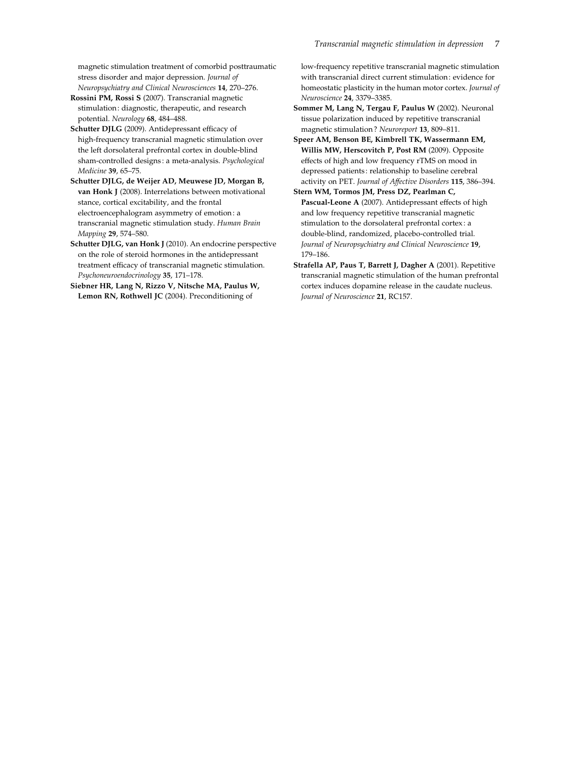magnetic stimulation treatment of comorbid posttraumatic stress disorder and major depression. *Journal of Neuropsychiatry and Clinical Neurosciences* **14**, 270–276.

**Rossini PM, Rossi S** (2007). Transcranial magnetic stimulation: diagnostic, therapeutic, and research potential. *Neurology* **68**, 484–488.

**Schutter DJLG** (2009). Antidepressant efficacy of high-frequency transcranial magnetic stimulation over the left dorsolateral prefrontal cortex in double-blind sham-controlled designs: a meta-analysis. *Psychological Medicine* **39**, 65–75.

**Schutter DJLG, de Weijer AD, Meuwese JD, Morgan B, van Honk J** (2008). Interrelations between motivational stance, cortical excitability, and the frontal electroencephalogram asymmetry of emotion: a transcranial magnetic stimulation study. *Human Brain Mapping* **29**, 574–580.

**Schutter DJLG, van Honk J** (2010). An endocrine perspective on the role of steroid hormones in the antidepressant treatment efficacy of transcranial magnetic stimulation. *Psychoneuroendocrinology* **35**, 171–178.

**Siebner HR, Lang N, Rizzo V, Nitsche MA, Paulus W, Lemon RN, Rothwell JC** (2004). Preconditioning of low-frequency repetitive transcranial magnetic stimulation with transcranial direct current stimulation: evidence for homeostatic plasticity in the human motor cortex. *Journal of Neuroscience* **24**, 3379–3385.

**Sommer M, Lang N, Tergau F, Paulus W** (2002). Neuronal tissue polarization induced by repetitive transcranial magnetic stimulation? *Neuroreport* **13**, 809–811.

**Speer AM, Benson BE, Kimbrell TK, Wassermann EM, Willis MW, Herscovitch P, Post RM** (2009). Opposite effects of high and low frequency rTMS on mood in depressed patients: relationship to baseline cerebral activity on PET. *Journal of Affective Disorders* **115**, 386–394.

**Stern WM, Tormos JM, Press DZ, Pearlman C, Pascual-Leone A** (2007). Antidepressant effects of high and low frequency repetitive transcranial magnetic stimulation to the dorsolateral prefrontal cortex: a double-blind, randomized, placebo-controlled trial. *Journal of Neuropsychiatry and Clinical Neuroscience* **19**, 179–186.

**Strafella AP, Paus T, Barrett J, Dagher A** (2001). Repetitive transcranial magnetic stimulation of the human prefrontal cortex induces dopamine release in the caudate nucleus. *Journal of Neuroscience* **21**, RC157.